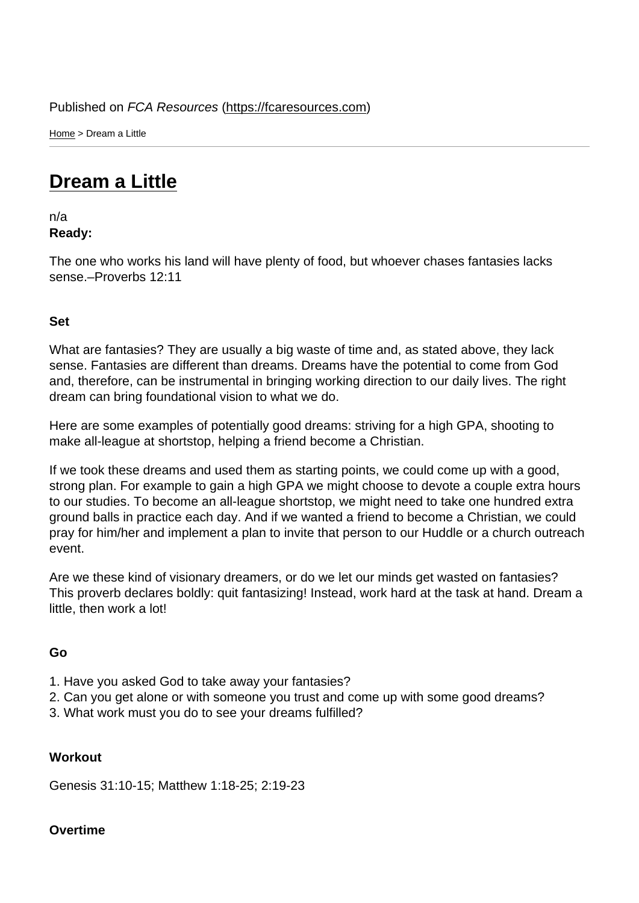Published on *FCA Resources* (https://fcaresources.com)

Home > Dream a Little

# Dream a Little

n/a

**Ready:**

The one who works his land will have plenty of food, but whoever chases fantasies lacks sense.–Proverbs 12:11

**Set**

What are fantasies? They are usually a big waste of time and, as stated above, they lack sense. Fantasies are different than dreams. Dreams have the potential to come from God and, therefore, can be instrumental in bringing working direction to our daily lives. The right dream can bring foundational vision to what we do.

Here are some examples of potentially good dreams: striving for a high GPA, shooting to make all-league at shortstop, helping a friend become a Christian.

If we took these dreams and used them as starting points, we could come up with a good, strong plan. For example to gain a high GPA we might choose to devote a couple extra hours to our studies. To become an all-league shortstop, we might need to take one hundred extra ground balls in practice each day. And if we wanted a friend to become a Christian, we could pray for him/her and implement a plan to invite that person to our Huddle or a church outreach event.

Are we these kind of visionary dreamers, or do we let our minds get wasted on fantasies? This proverb declares boldly: quit fantasizing! Instead, work hard at the task at hand. Dream a little, then work a lot!

**Go**

1. Have you asked God to take away your fantasies?
2. Can you get alone or with someone you trust and come up with some good dreams?
3. What work must you do to see your dreams fulfilled?

**Workout**

Genesis 31:10-15; Matthew 1:18-25; 2:19-23

**Overtime**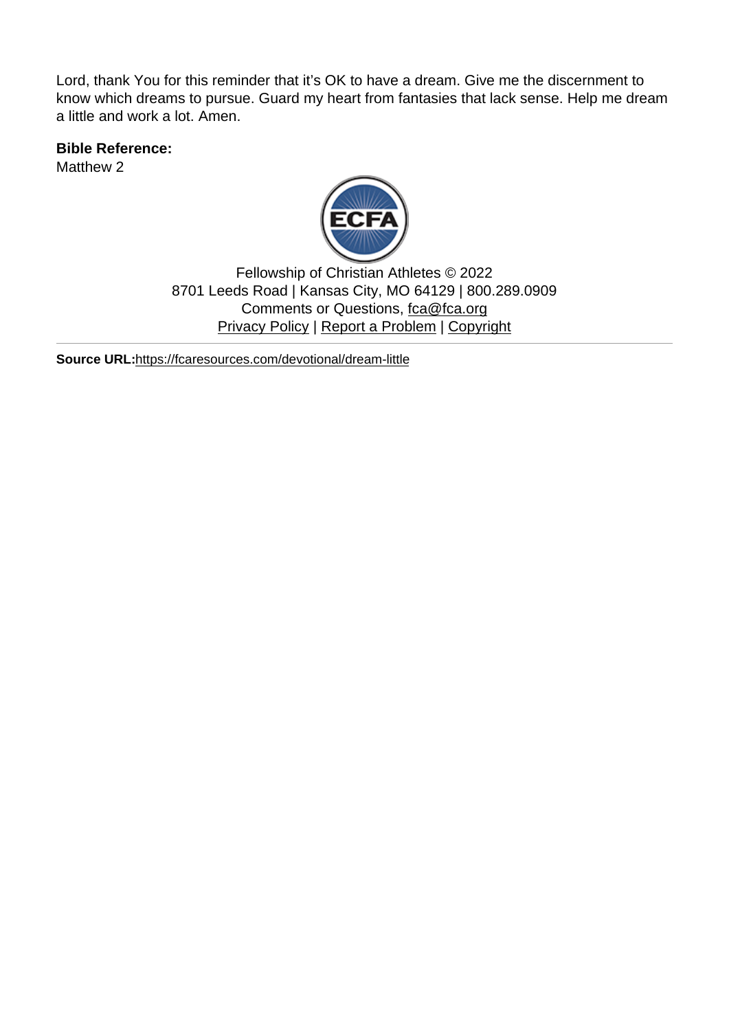Lord, thank You for this reminder that it's OK to have a dream. Give me the discernment to know which dreams to pursue. Guard my heart from fantasies that lack sense. Help me dream a little and work a lot. Amen.

**Bible Reference:**
Matthew 2

Fellowship of Christian Athletes © 2022
8701 Leeds Road | Kansas City, MO 64129 | 800.289.0909
Comments or Questions, fca@fca.org
Privacy Policy | Report a Problem | Copyright

---

**Source URL:**https://fcaresources.com/devotional/dream-little